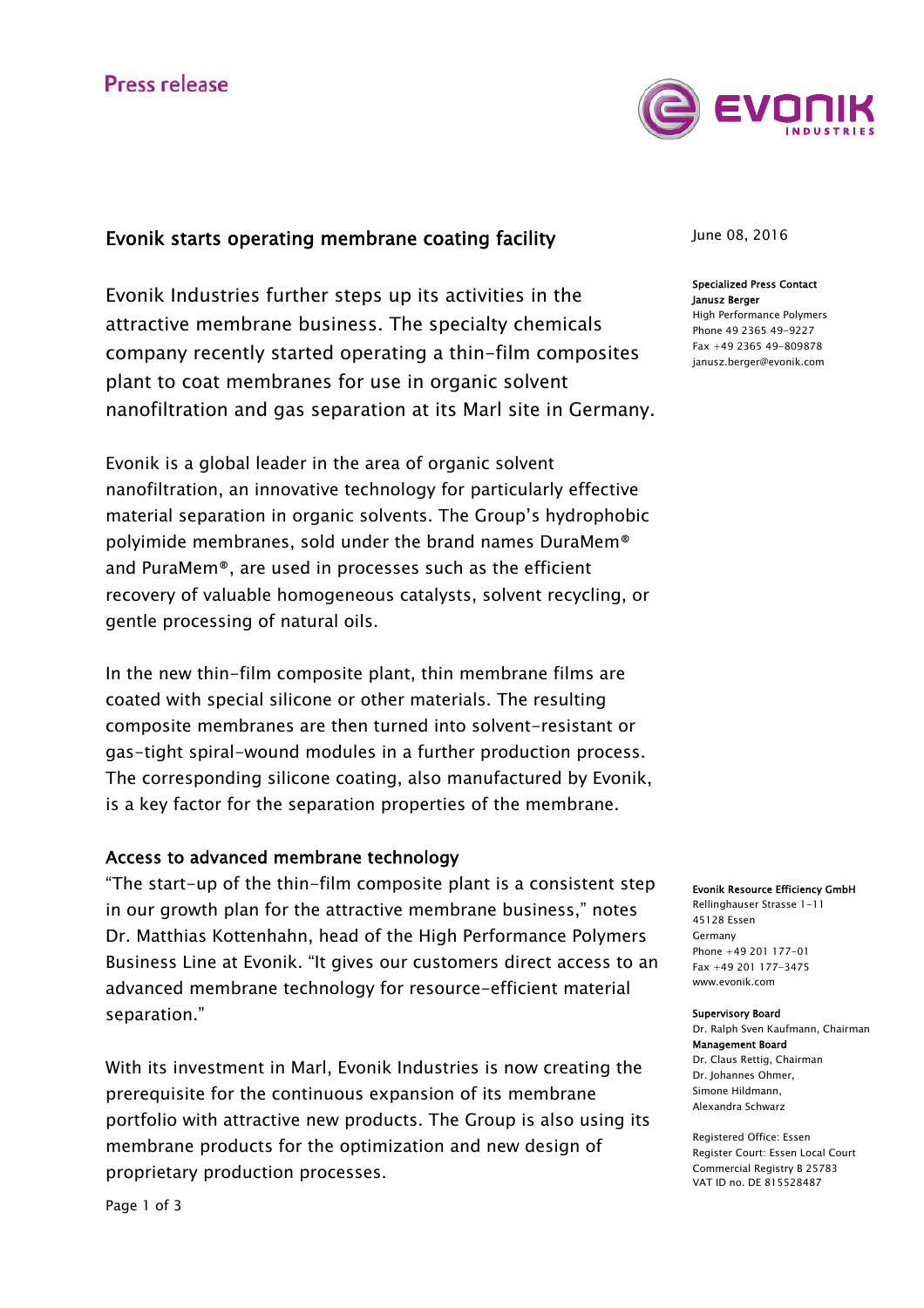Press release

# Evonik starts operating membrane coating facility

June 08, 2016

**Specialized Press Contact**
**Janusz Berger**
High Performance Polymers
Phone 49 2365 49-9227
Fax +49 2365 49-809878
janusz.berger@evonik.com

Evonik Industries further steps up its activities in the attractive membrane business. The specialty chemicals company recently started operating a thin-film composites plant to coat membranes for use in organic solvent nanofiltration and gas separation at its Marl site in Germany.

Evonik is a global leader in the area of organic solvent nanofiltration, an innovative technology for particularly effective material separation in organic solvents. The Group's hydrophobic polyimide membranes, sold under the brand names DuraMem® and PuraMem®, are used in processes such as the efficient recovery of valuable homogeneous catalysts, solvent recycling, or gentle processing of natural oils.

In the new thin-film composite plant, thin membrane films are coated with special silicone or other materials. The resulting composite membranes are then turned into solvent-resistant or gas-tight spiral-wound modules in a further production process. The corresponding silicone coating, also manufactured by Evonik, is a key factor for the separation properties of the membrane.

## Access to advanced membrane technology

"The start-up of the thin-film composite plant is a consistent step in our growth plan for the attractive membrane business," notes Dr. Matthias Kottenhahn, head of the High Performance Polymers Business Line at Evonik. "It gives our customers direct access to an advanced membrane technology for resource-efficient material separation."

With its investment in Marl, Evonik Industries is now creating the prerequisite for the continuous expansion of its membrane portfolio with attractive new products. The Group is also using its membrane products for the optimization and new design of proprietary production processes.

**Evonik Resource Efficiency GmbH**
Rellinghauser Strasse 1-11
45128 Essen
Germany
Phone +49 201 177-01
Fax +49 201 177-3475
www.evonik.com

**Supervisory Board**
Dr. Ralph Sven Kaufmann, Chairman
**Management Board**
Dr. Claus Rettig, Chairman
Dr. Johannes Ohmer,
Simone Hildmann,
Alexandra Schwarz

Registered Office: Essen
Register Court: Essen Local Court
Commercial Registry B 25783
VAT ID no. DE 815528487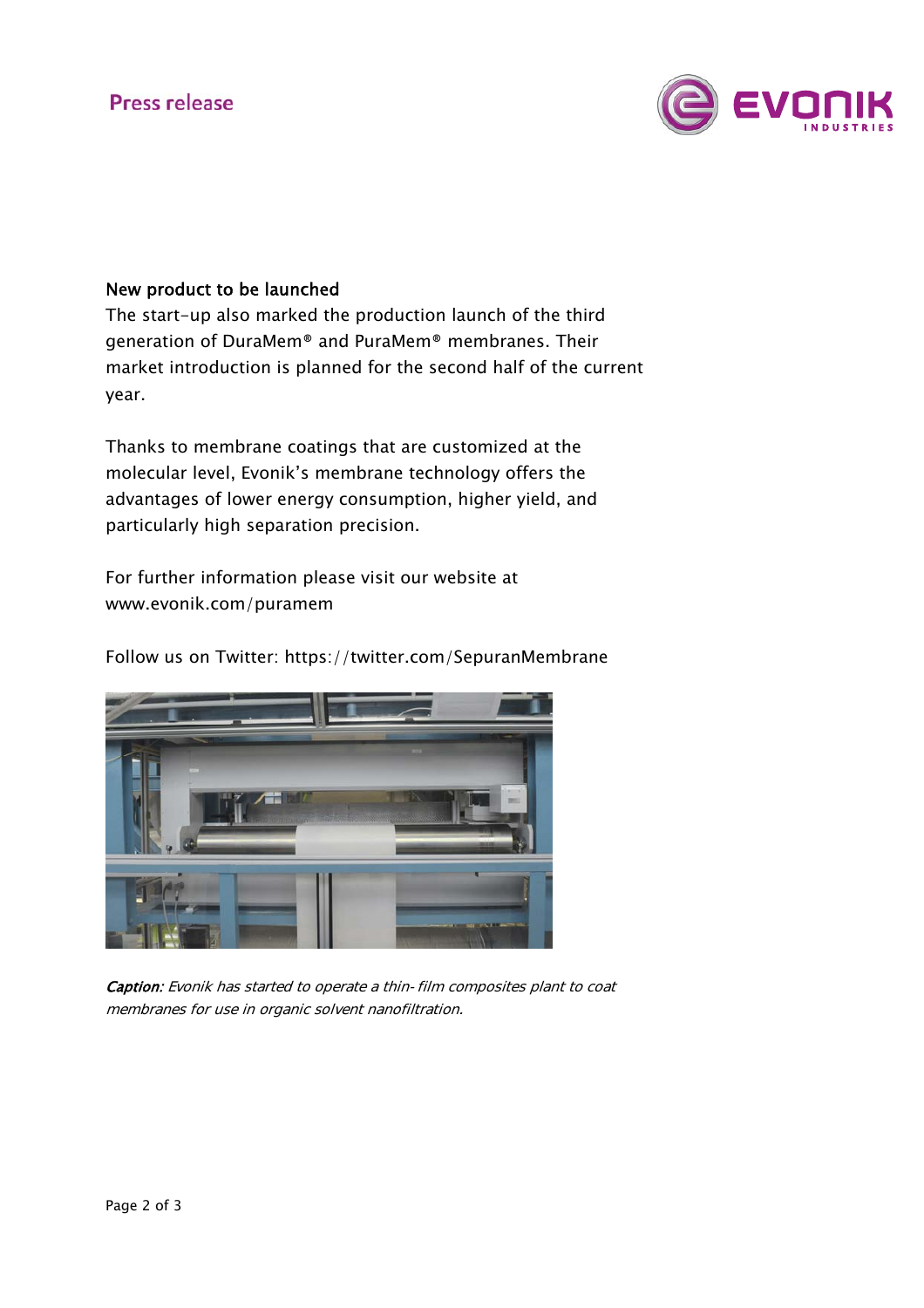## New product to be launched

The start-up also marked the production launch of the third generation of DuraMem® and PuraMem® membranes. Their market introduction is planned for the second half of the current year.

Thanks to membrane coatings that are customized at the molecular level, Evonik's membrane technology offers the advantages of lower energy consumption, higher yield, and particularly high separation precision.

For further information please visit our website at www.evonik.com/puramem

Follow us on Twitter: https://twitter.com/SepuranMembrane

***Caption:*** *Evonik has started to operate a thin- film composites plant to coat membranes for use in organic solvent nanofiltration.*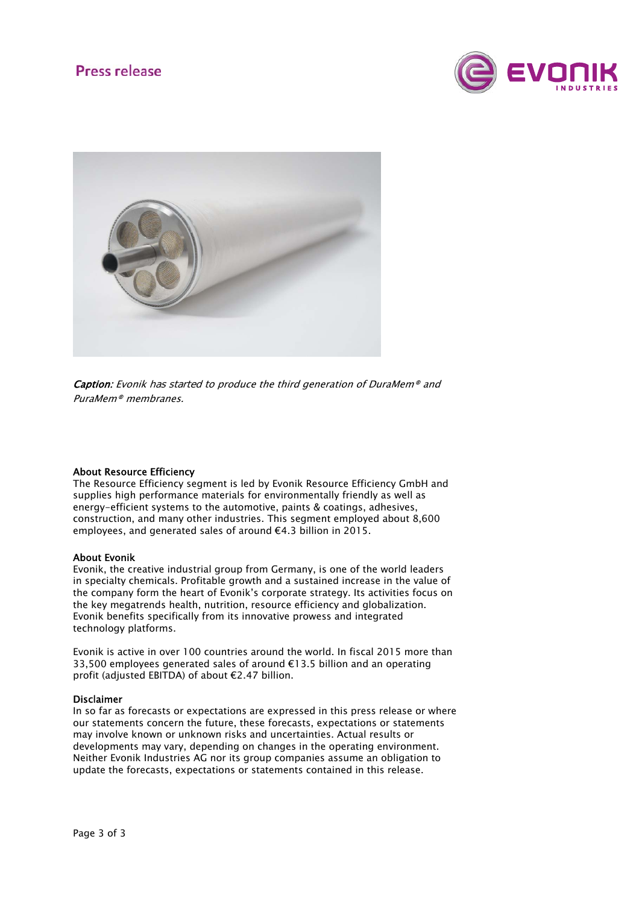*Caption: Evonik has started to produce the third generation of DuraMem® and PuraMem® membranes.*

**About Resource Efficiency**

The Resource Efficiency segment is led by Evonik Resource Efficiency GmbH and supplies high performance materials for environmentally friendly as well as energy-efficient systems to the automotive, paints & coatings, adhesives, construction, and many other industries. This segment employed about 8,600 employees, and generated sales of around €4.3 billion in 2015.

**About Evonik**

Evonik, the creative industrial group from Germany, is one of the world leaders in specialty chemicals. Profitable growth and a sustained increase in the value of the company form the heart of Evonik's corporate strategy. Its activities focus on the key megatrends health, nutrition, resource efficiency and globalization. Evonik benefits specifically from its innovative prowess and integrated technology platforms.

Evonik is active in over 100 countries around the world. In fiscal 2015 more than 33,500 employees generated sales of around €13.5 billion and an operating profit (adjusted EBITDA) of about €2.47 billion.

**Disclaimer**

In so far as forecasts or expectations are expressed in this press release or where our statements concern the future, these forecasts, expectations or statements may involve known or unknown risks and uncertainties. Actual results or developments may vary, depending on changes in the operating environment. Neither Evonik Industries AG nor its group companies assume an obligation to update the forecasts, expectations or statements contained in this release.